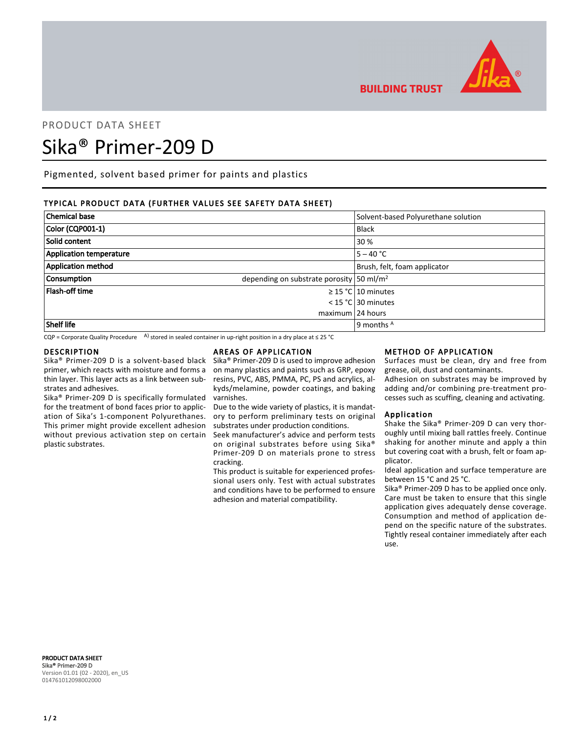BUILDING TRUST

PRODUCT DATA SHEET

# Sika® Primer-209 D

Pigmented, solvent based primer for paints and plastics

## TYPICAL PRODUCT DATA (FURTHER VALUES SEE SAFETY DATA SHEET)

| Property | | Value |
|---|---|---|
| **Chemical base** | | Solvent-based Polyurethane solution |
| **Color (CQP001-1)** | | Black |
| **Solid content** | | 30 % |
| **Application temperature** | | 5 – 40 °C |
| **Application method** | | Brush, felt, foam applicator |
| **Consumption** | depending on substrate porosity | 50 ml/m² |
| **Flash-off time** | ≥ 15 °C | 10 minutes |
| | < 15 °C | 30 minutes |
| | maximum | 24 hours |
| **Shelf life** | | 9 months [A] |

CQP = Corporate Quality Procedure   A) stored in sealed container in up-right position in a dry place at ≤ 25 °C

## DESCRIPTION

Sika® Primer-209 D is a solvent-based black primer, which reacts with moisture and forms a thin layer. This layer acts as a link between substrates and adhesives.

Sika® Primer-209 D is specifically formulated for the treatment of bond faces prior to application of Sika's 1-component Polyurethanes. This primer might provide excellent adhesion without previous activation step on certain plastic substrates.

## AREAS OF APPLICATION

Sika® Primer-209 D is used to improve adhesion on many plastics and paints such as GRP, epoxy resins, PVC, ABS, PMMA, PC, PS and acrylics, alkyds/melamine, powder coatings, and baking varnishes.

Due to the wide variety of plastics, it is mandatory to perform preliminary tests on original substrates under production conditions.

Seek manufacturer's advice and perform tests on original substrates before using Sika® Primer-209 D on materials prone to stress cracking.

This product is suitable for experienced professional users only. Test with actual substrates and conditions have to be performed to ensure adhesion and material compatibility.

## METHOD OF APPLICATION

Surfaces must be clean, dry and free from grease, oil, dust and contaminants.

Adhesion on substrates may be improved by adding and/or combining pre-treatment processes such as scuffing, cleaning and activating.

### Application

Shake the Sika® Primer-209 D can very thoroughly until mixing ball rattles freely. Continue shaking for another minute and apply a thin but covering coat with a brush, felt or foam applicator.

Ideal application and surface temperature are between 15 °C and 25 °C.

Sika® Primer-209 D has to be applied once only. Care must be taken to ensure that this single application gives adequately dense coverage. Consumption and method of application depend on the specific nature of the substrates. Tightly reseal container immediately after each use.

**PRODUCT DATA SHEET**
**Sika® Primer-209 D**
Version 01.01 (02 - 2020), en_US
014761012098002000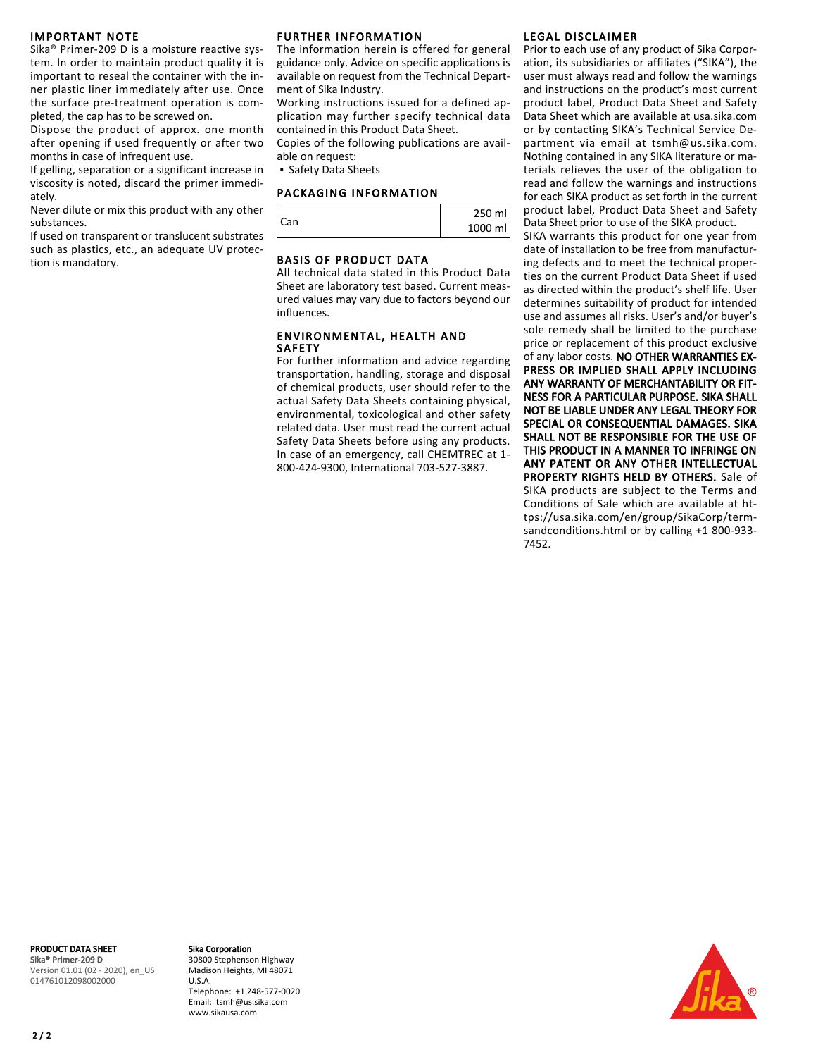## IMPORTANT NOTE

Sika® Primer-209 D is a moisture reactive system. In order to maintain product quality it is important to reseal the container with the inner plastic liner immediately after use. Once the surface pre-treatment operation is completed, the cap has to be screwed on.

Dispose the product of approx. one month after opening if used frequently or after two months in case of infrequent use.

If gelling, separation or a significant increase in viscosity is noted, discard the primer immediately.

Never dilute or mix this product with any other substances.

If used on transparent or translucent substrates such as plastics, etc., an adequate UV protection is mandatory.

## FURTHER INFORMATION

The information herein is offered for general guidance only. Advice on specific applications is available on request from the Technical Department of Sika Industry.

Working instructions issued for a defined application may further specify technical data contained in this Product Data Sheet.

Copies of the following publications are available on request:

- Safety Data Sheets

## PACKAGING INFORMATION

| | |
|---|---|
| Can | 250 ml<br>1000 ml |

## BASIS OF PRODUCT DATA

All technical data stated in this Product Data Sheet are laboratory test based. Current measured values may vary due to factors beyond our influences.

## ENVIRONMENTAL, HEALTH AND SAFETY

For further information and advice regarding transportation, handling, storage and disposal of chemical products, user should refer to the actual Safety Data Sheets containing physical, environmental, toxicological and other safety related data. User must read the current actual Safety Data Sheets before using any products. In case of an emergency, call CHEMTREC at 1-800-424-9300, International 703-527-3887.

## LEGAL DISCLAIMER

Prior to each use of any product of Sika Corporation, its subsidiaries or affiliates ("SIKA"), the user must always read and follow the warnings and instructions on the product's most current product label, Product Data Sheet and Safety Data Sheet which are available at usa.sika.com or by contacting SIKA's Technical Service Department via email at tsmh@us.sika.com. Nothing contained in any SIKA literature or materials relieves the user of the obligation to read and follow the warnings and instructions for each SIKA product as set forth in the current product label, Product Data Sheet and Safety Data Sheet prior to use of the SIKA product.

SIKA warrants this product for one year from date of installation to be free from manufacturing defects and to meet the technical properties on the current Product Data Sheet if used as directed within the product's shelf life. User determines suitability of product for intended use and assumes all risks. User's and/or buyer's sole remedy shall be limited to the purchase price or replacement of this product exclusive of any labor costs. **NO OTHER WARRANTIES EXPRESS OR IMPLIED SHALL APPLY INCLUDING ANY WARRANTY OF MERCHANTABILITY OR FITNESS FOR A PARTICULAR PURPOSE. SIKA SHALL NOT BE LIABLE UNDER ANY LEGAL THEORY FOR SPECIAL OR CONSEQUENTIAL DAMAGES. SIKA SHALL NOT BE RESPONSIBLE FOR THE USE OF THIS PRODUCT IN A MANNER TO INFRINGE ON ANY PATENT OR ANY OTHER INTELLECTUAL PROPERTY RIGHTS HELD BY OTHERS.** Sale of SIKA products are subject to the Terms and Conditions of Sale which are available at https://usa.sika.com/en/group/SikaCorp/termsandconditions.html or by calling +1 800-933-7452.

**PRODUCT DATA SHEET**
**Sika® Primer-209 D**
Version 01.01 (02 - 2020), en_US
014761012098002000

**Sika Corporation**
30800 Stephenson Highway
Madison Heights, MI 48071
U.S.A.
Telephone: +1 248-577-0020
Email: tsmh@us.sika.com
www.sikausa.com